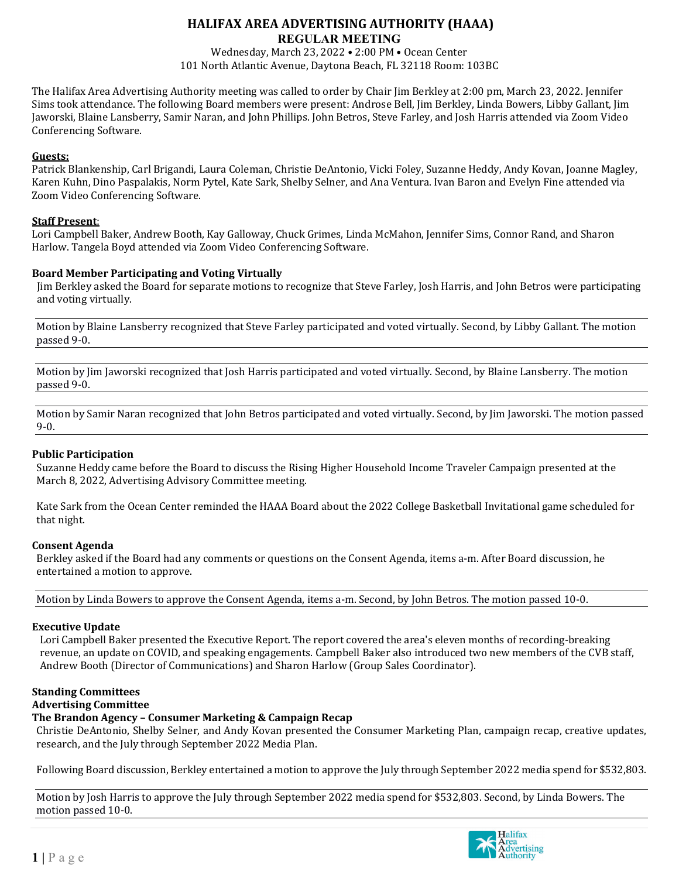# HALIFAX AREA ADVERTISING AUTHORITY (HAAA)

## REGULAR MEETING

Wednesday, March 23, 2022 • 2:00 PM • Ocean Center
101 North Atlantic Avenue, Daytona Beach, FL 32118 Room: 103BC

The Halifax Area Advertising Authority meeting was called to order by Chair Jim Berkley at 2:00 pm, March 23, 2022. Jennifer Sims took attendance. The following Board members were present: Androse Bell, Jim Berkley, Linda Bowers, Libby Gallant, Jim Jaworski, Blaine Lansberry, Samir Naran, and John Phillips. John Betros, Steve Farley, and Josh Harris attended via Zoom Video Conferencing Software.

**Guests:**
Patrick Blankenship, Carl Brigandi, Laura Coleman, Christie DeAntonio, Vicki Foley, Suzanne Heddy, Andy Kovan, Joanne Magley, Karen Kuhn, Dino Paspalakis, Norm Pytel, Kate Sark, Shelby Selner, and Ana Ventura. Ivan Baron and Evelyn Fine attended via Zoom Video Conferencing Software.

**Staff Present**:
Lori Campbell Baker, Andrew Booth, Kay Galloway, Chuck Grimes, Linda McMahon, Jennifer Sims, Connor Rand, and Sharon Harlow. Tangela Boyd attended via Zoom Video Conferencing Software.

**Board Member Participating and Voting Virtually**

Jim Berkley asked the Board for separate motions to recognize that Steve Farley, Josh Harris, and John Betros were participating and voting virtually.

Motion by Blaine Lansberry recognized that Steve Farley participated and voted virtually. Second, by Libby Gallant. The motion passed 9-0.

Motion by Jim Jaworski recognized that Josh Harris participated and voted virtually. Second, by Blaine Lansberry. The motion passed 9-0.

Motion by Samir Naran recognized that John Betros participated and voted virtually. Second, by Jim Jaworski. The motion passed 9-0.

**Public Participation**

Suzanne Heddy came before the Board to discuss the Rising Higher Household Income Traveler Campaign presented at the March 8, 2022, Advertising Advisory Committee meeting.

Kate Sark from the Ocean Center reminded the HAAA Board about the 2022 College Basketball Invitational game scheduled for that night.

**Consent Agenda**

Berkley asked if the Board had any comments or questions on the Consent Agenda, items a-m. After Board discussion, he entertained a motion to approve.

Motion by Linda Bowers to approve the Consent Agenda, items a-m. Second, by John Betros. The motion passed 10-0.

**Executive Update**

Lori Campbell Baker presented the Executive Report. The report covered the area's eleven months of recording-breaking revenue, an update on COVID, and speaking engagements. Campbell Baker also introduced two new members of the CVB staff, Andrew Booth (Director of Communications) and Sharon Harlow (Group Sales Coordinator).

**Standing Committees**

**Advertising Committee**

**The Brandon Agency – Consumer Marketing & Campaign Recap**

Christie DeAntonio, Shelby Selner, and Andy Kovan presented the Consumer Marketing Plan, campaign recap, creative updates, research, and the July through September 2022 Media Plan.

Following Board discussion, Berkley entertained a motion to approve the July through September 2022 media spend for $532,803.

Motion by Josh Harris to approve the July through September 2022 media spend for $532,803. Second, by Linda Bowers. The motion passed 10-0.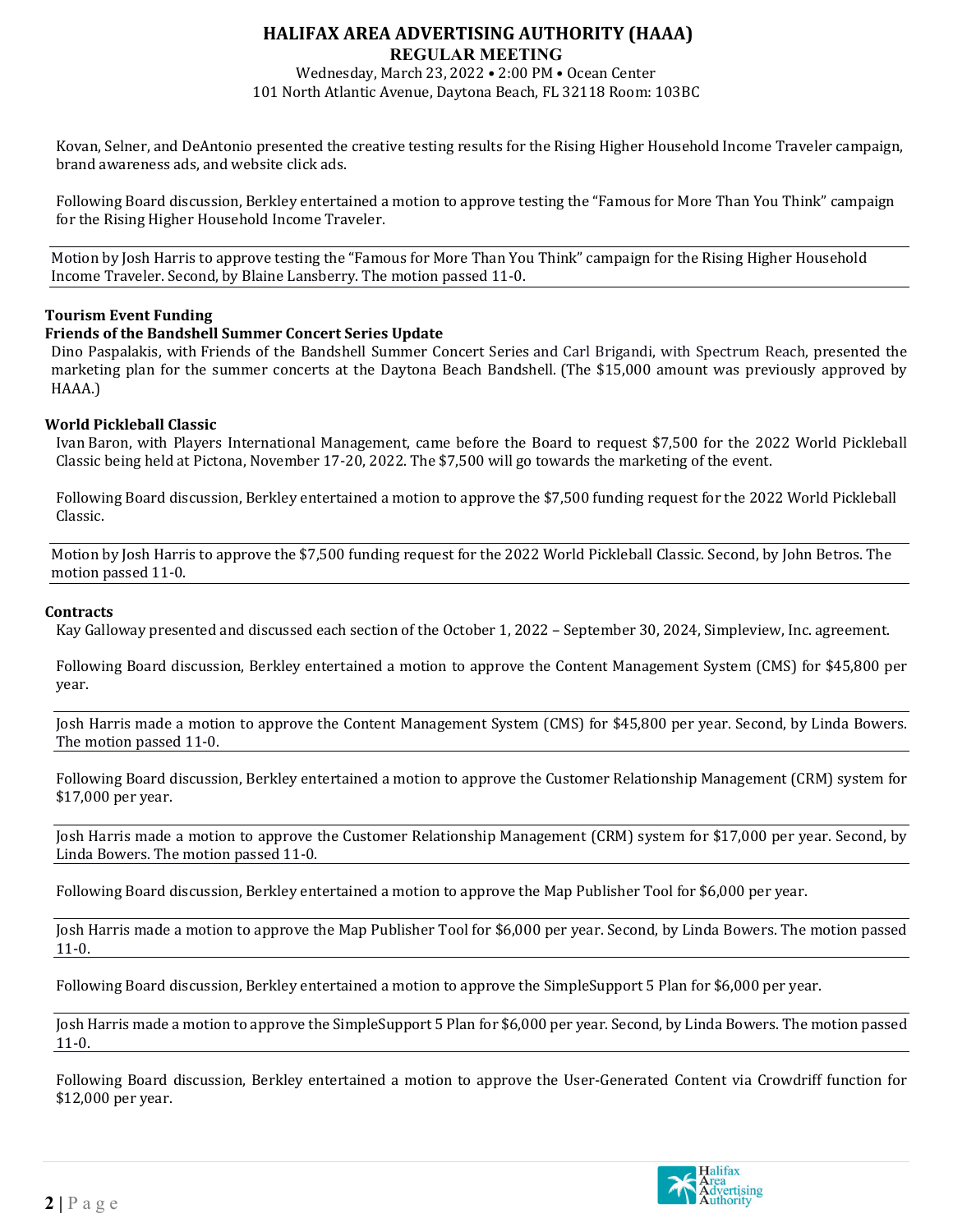Kovan, Selner, and DeAntonio presented the creative testing results for the Rising Higher Household Income Traveler campaign, brand awareness ads, and website click ads.

Following Board discussion, Berkley entertained a motion to approve testing the "Famous for More Than You Think" campaign for the Rising Higher Household Income Traveler.

Motion by Josh Harris to approve testing the "Famous for More Than You Think" campaign for the Rising Higher Household Income Traveler. Second, by Blaine Lansberry. The motion passed 11-0.

**Tourism Event Funding**

**Friends of the Bandshell Summer Concert Series Update**

Dino Paspalakis, with Friends of the Bandshell Summer Concert Series and Carl Brigandi, with Spectrum Reach, presented the marketing plan for the summer concerts at the Daytona Beach Bandshell. (The $15,000 amount was previously approved by HAAA.)

**World Pickleball Classic**

Ivan Baron, with Players International Management, came before the Board to request $7,500 for the 2022 World Pickleball Classic being held at Pictona, November 17-20, 2022. The $7,500 will go towards the marketing of the event.

Following Board discussion, Berkley entertained a motion to approve the $7,500 funding request for the 2022 World Pickleball Classic.

Motion by Josh Harris to approve the $7,500 funding request for the 2022 World Pickleball Classic. Second, by John Betros. The motion passed 11-0.

**Contracts**

Kay Galloway presented and discussed each section of the October 1, 2022 – September 30, 2024, Simpleview, Inc. agreement.

Following Board discussion, Berkley entertained a motion to approve the Content Management System (CMS) for $45,800 per year.

Josh Harris made a motion to approve the Content Management System (CMS) for $45,800 per year. Second, by Linda Bowers. The motion passed 11-0.

Following Board discussion, Berkley entertained a motion to approve the Customer Relationship Management (CRM) system for $17,000 per year.

Josh Harris made a motion to approve the Customer Relationship Management (CRM) system for $17,000 per year. Second, by Linda Bowers. The motion passed 11-0.

Following Board discussion, Berkley entertained a motion to approve the Map Publisher Tool for $6,000 per year.

Josh Harris made a motion to approve the Map Publisher Tool for $6,000 per year. Second, by Linda Bowers. The motion passed 11-0.

Following Board discussion, Berkley entertained a motion to approve the SimpleSupport 5 Plan for $6,000 per year.

Josh Harris made a motion to approve the SimpleSupport 5 Plan for $6,000 per year. Second, by Linda Bowers. The motion passed 11-0.

Following Board discussion, Berkley entertained a motion to approve the User-Generated Content via Crowdriff function for $12,000 per year.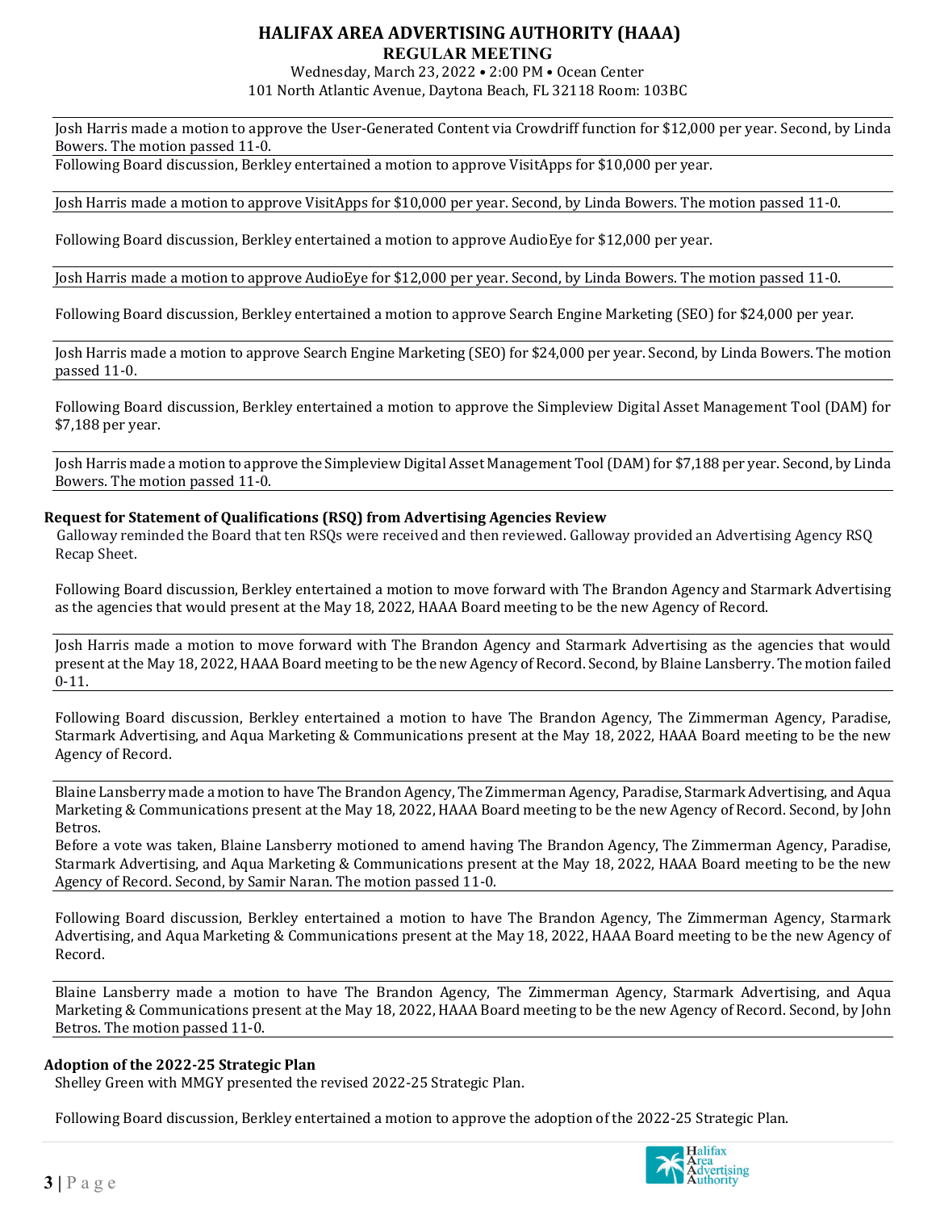Josh Harris made a motion to approve the User-Generated Content via Crowdriff function for $12,000 per year. Second, by Linda Bowers. The motion passed 11-0.

Following Board discussion, Berkley entertained a motion to approve VisitApps for $10,000 per year.

Josh Harris made a motion to approve VisitApps for $10,000 per year. Second, by Linda Bowers. The motion passed 11-0.

Following Board discussion, Berkley entertained a motion to approve AudioEye for $12,000 per year.

Josh Harris made a motion to approve AudioEye for $12,000 per year. Second, by Linda Bowers. The motion passed 11-0.

Following Board discussion, Berkley entertained a motion to approve Search Engine Marketing (SEO) for $24,000 per year.

Josh Harris made a motion to approve Search Engine Marketing (SEO) for $24,000 per year. Second, by Linda Bowers. The motion passed 11-0.

Following Board discussion, Berkley entertained a motion to approve the Simpleview Digital Asset Management Tool (DAM) for $7,188 per year.

Josh Harris made a motion to approve the Simpleview Digital Asset Management Tool (DAM) for $7,188 per year. Second, by Linda Bowers. The motion passed 11-0.

**Request for Statement of Qualifications (RSQ) from Advertising Agencies Review**

Galloway reminded the Board that ten RSQs were received and then reviewed. Galloway provided an Advertising Agency RSQ Recap Sheet.

Following Board discussion, Berkley entertained a motion to move forward with The Brandon Agency and Starmark Advertising as the agencies that would present at the May 18, 2022, HAAA Board meeting to be the new Agency of Record.

Josh Harris made a motion to move forward with The Brandon Agency and Starmark Advertising as the agencies that would present at the May 18, 2022, HAAA Board meeting to be the new Agency of Record. Second, by Blaine Lansberry. The motion failed 0-11.

Following Board discussion, Berkley entertained a motion to have The Brandon Agency, The Zimmerman Agency, Paradise, Starmark Advertising, and Aqua Marketing & Communications present at the May 18, 2022, HAAA Board meeting to be the new Agency of Record.

Blaine Lansberry made a motion to have The Brandon Agency, The Zimmerman Agency, Paradise, Starmark Advertising, and Aqua Marketing & Communications present at the May 18, 2022, HAAA Board meeting to be the new Agency of Record. Second, by John Betros.

Before a vote was taken, Blaine Lansberry motioned to amend having The Brandon Agency, The Zimmerman Agency, Paradise, Starmark Advertising, and Aqua Marketing & Communications present at the May 18, 2022, HAAA Board meeting to be the new Agency of Record. Second, by Samir Naran. The motion passed 11-0.

Following Board discussion, Berkley entertained a motion to have The Brandon Agency, The Zimmerman Agency, Starmark Advertising, and Aqua Marketing & Communications present at the May 18, 2022, HAAA Board meeting to be the new Agency of Record.

Blaine Lansberry made a motion to have The Brandon Agency, The Zimmerman Agency, Starmark Advertising, and Aqua Marketing & Communications present at the May 18, 2022, HAAA Board meeting to be the new Agency of Record. Second, by John Betros. The motion passed 11-0.

**Adoption of the 2022-25 Strategic Plan**

Shelley Green with MMGY presented the revised 2022-25 Strategic Plan.

Following Board discussion, Berkley entertained a motion to approve the adoption of the 2022-25 Strategic Plan.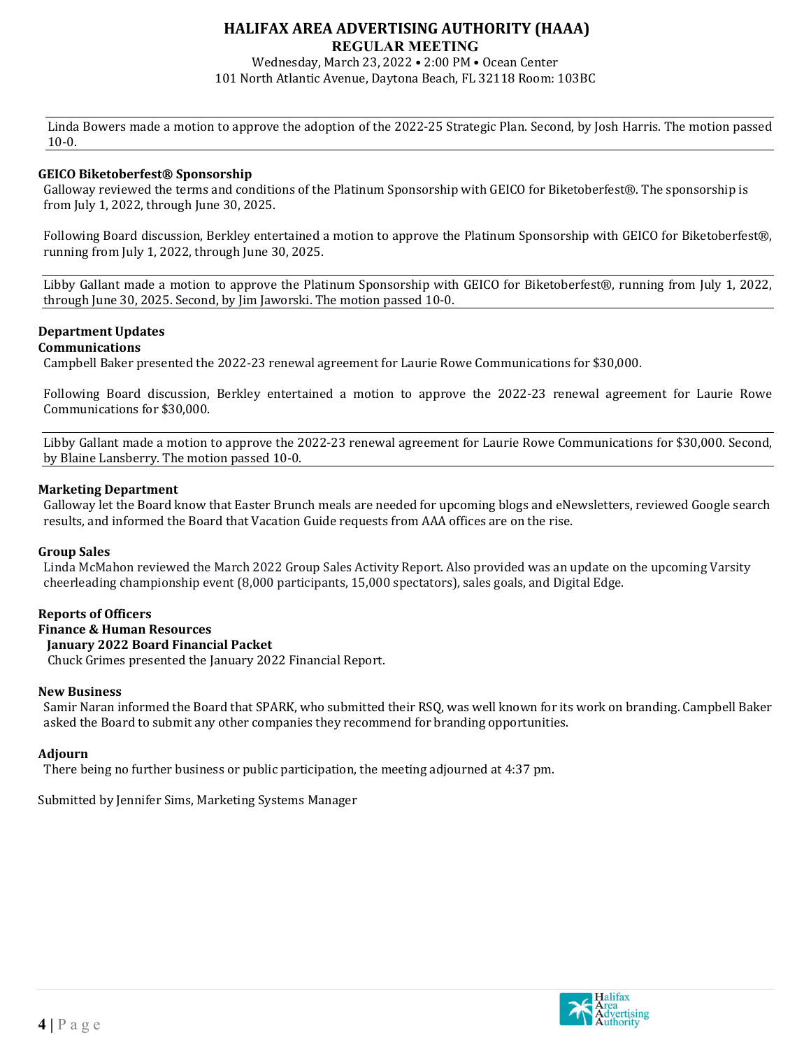Linda Bowers made a motion to approve the adoption of the 2022-25 Strategic Plan. Second, by Josh Harris. The motion passed 10-0.

**GEICO Biketoberfest® Sponsorship**

Galloway reviewed the terms and conditions of the Platinum Sponsorship with GEICO for Biketoberfest®. The sponsorship is from July 1, 2022, through June 30, 2025.

Following Board discussion, Berkley entertained a motion to approve the Platinum Sponsorship with GEICO for Biketoberfest®, running from July 1, 2022, through June 30, 2025.

Libby Gallant made a motion to approve the Platinum Sponsorship with GEICO for Biketoberfest®, running from July 1, 2022, through June 30, 2025. Second, by Jim Jaworski. The motion passed 10-0.

**Department Updates**

**Communications**

Campbell Baker presented the 2022-23 renewal agreement for Laurie Rowe Communications for $30,000.

Following Board discussion, Berkley entertained a motion to approve the 2022-23 renewal agreement for Laurie Rowe Communications for $30,000.

Libby Gallant made a motion to approve the 2022-23 renewal agreement for Laurie Rowe Communications for $30,000. Second, by Blaine Lansberry. The motion passed 10-0.

**Marketing Department**

Galloway let the Board know that Easter Brunch meals are needed for upcoming blogs and eNewsletters, reviewed Google search results, and informed the Board that Vacation Guide requests from AAA offices are on the rise.

**Group Sales**

Linda McMahon reviewed the March 2022 Group Sales Activity Report. Also provided was an update on the upcoming Varsity cheerleading championship event (8,000 participants, 15,000 spectators), sales goals, and Digital Edge.

**Reports of Officers**

**Finance & Human Resources**

**January 2022 Board Financial Packet**

Chuck Grimes presented the January 2022 Financial Report.

**New Business**

Samir Naran informed the Board that SPARK, who submitted their RSQ, was well known for its work on branding. Campbell Baker asked the Board to submit any other companies they recommend for branding opportunities.

**Adjourn**

There being no further business or public participation, the meeting adjourned at 4:37 pm.

Submitted by Jennifer Sims, Marketing Systems Manager